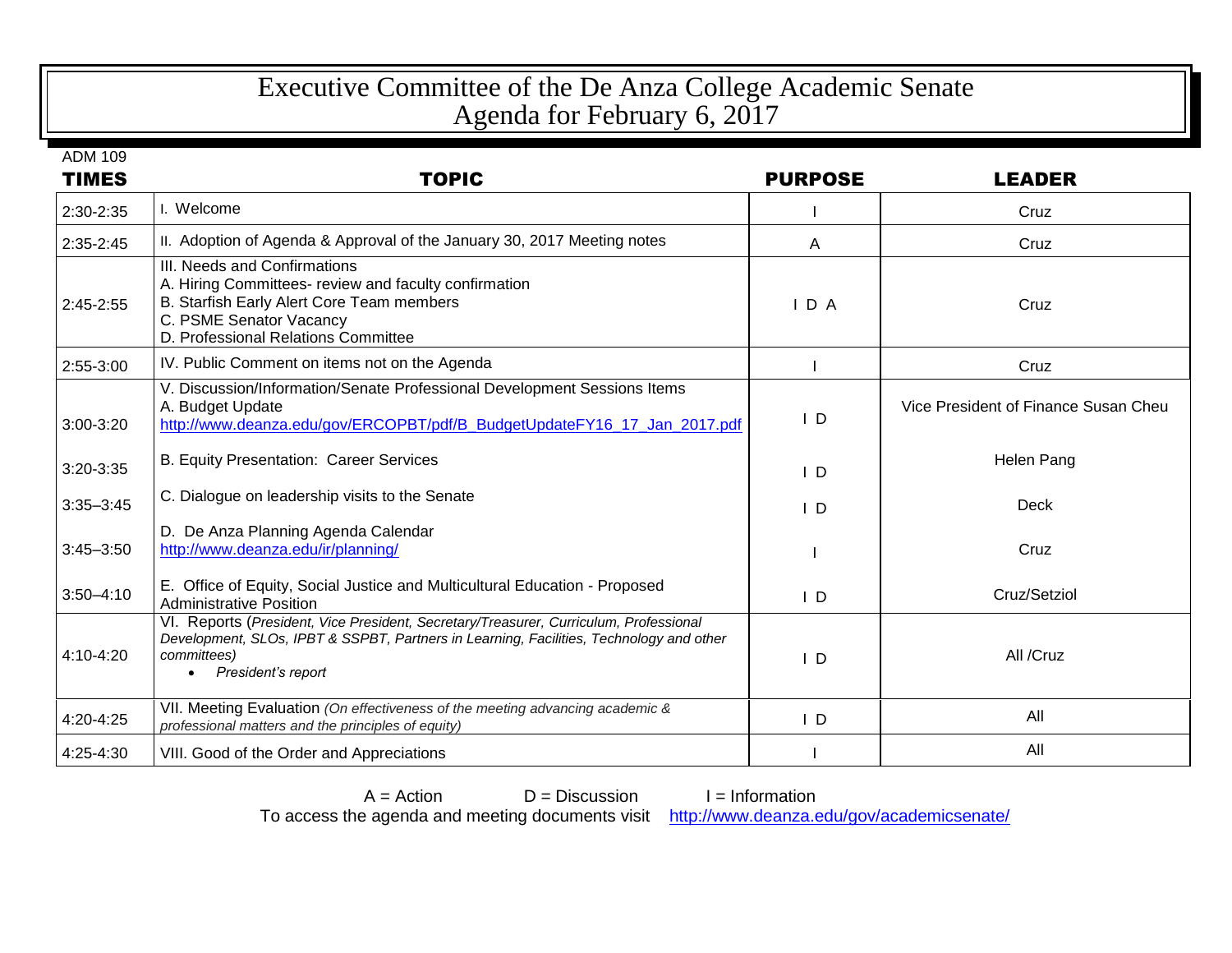# Executive Committee of the De Anza College Academic Senate
# Agenda for February 6, 2017

ADM 109

| TIMES | TOPIC | PURPOSE | LEADER |
|---|---|---|---|
| 2:30-2:35 | I. Welcome | I | Cruz |
| 2:35-2:45 | II. Adoption of Agenda & Approval of the January 30, 2017 Meeting notes | A | Cruz |
| 2:45-2:55 | III. Needs and Confirmations<br>A. Hiring Committees- review and faculty confirmation<br>B. Starfish Early Alert Core Team members<br>C. PSME Senator Vacancy<br>D. Professional Relations Committee | I D A | Cruz |
| 2:55-3:00 | IV. Public Comment on items not on the Agenda | I | Cruz |
| 3:00-3:20 | V. Discussion/Information/Senate Professional Development Sessions Items<br>A. Budget Update<br>http://www.deanza.edu/gov/ERCOPBT/pdf/B_BudgetUpdateFY16_17_Jan_2017.pdf | I D | Vice President of Finance Susan Cheu |
| 3:20-3:35 | B. Equity Presentation: Career Services | I D | Helen Pang |
| 3:35–3:45 | C. Dialogue on leadership visits to the Senate | I D | Deck |
| 3:45–3:50 | D. De Anza Planning Agenda Calendar<br>http://www.deanza.edu/ir/planning/ | I | Cruz |
| 3:50–4:10 | E. Office of Equity, Social Justice and Multicultural Education - Proposed Administrative Position | I D | Cruz/Setziol |
| 4:10-4:20 | VI. Reports (*President, Vice President, Secretary/Treasurer, Curriculum, Professional Development, SLOs, IPBT & SSPBT, Partners in Learning, Facilities, Technology and other committees)*<br>• *President's report* | I D | All /Cruz |
| 4:20-4:25 | VII. Meeting Evaluation *(On effectiveness of the meeting advancing academic & professional matters and the principles of equity)* | I D | All |
| 4:25-4:30 | VIII. Good of the Order and Appreciations | I | All |

A = Action D = Discussion I = Information

To access the agenda and meeting documents visit http://www.deanza.edu/gov/academicsenate/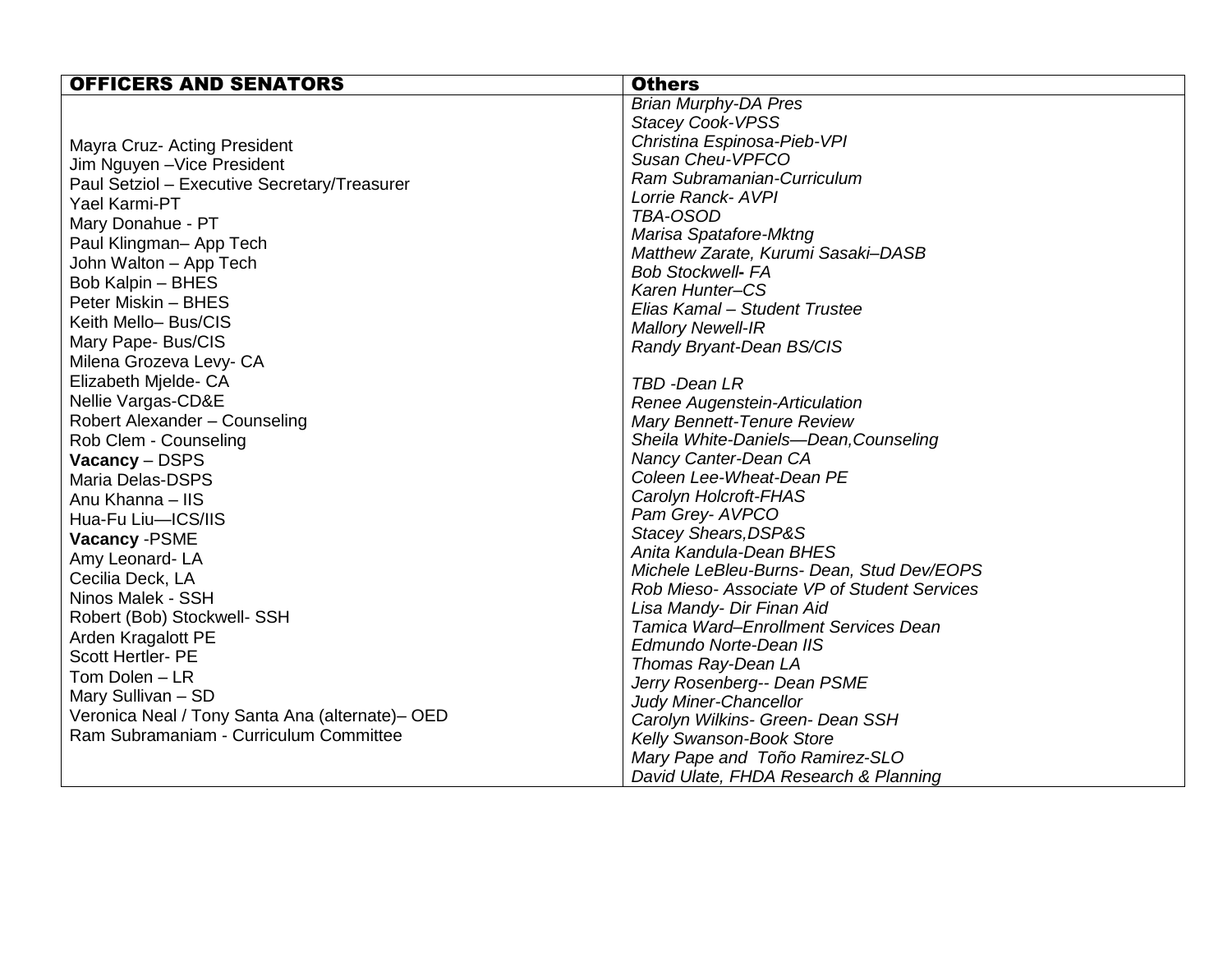| **OFFICERS AND SENATORS** | **Others** |
| --- | --- |
| Mayra Cruz- Acting President<br>Jim Nguyen –Vice President<br>Paul Setziol – Executive Secretary/Treasurer<br>Yael Karmi-PT<br>Mary Donahue - PT<br>Paul Klingman– App Tech<br>John Walton – App Tech<br>Bob Kalpin – BHES<br>Peter Miskin – BHES<br>Keith Mello– Bus/CIS<br>Mary Pape- Bus/CIS<br>Milena Grozeva Levy- CA<br>Elizabeth Mjelde- CA<br>Nellie Vargas-CD&E<br>Robert Alexander – Counseling<br>Rob Clem - Counseling<br>**Vacancy** – DSPS<br>Maria Delas-DSPS<br>Anu Khanna – IIS<br>Hua-Fu Liu—ICS/IIS<br>**Vacancy** -PSME<br>Amy Leonard- LA<br>Cecilia Deck, LA<br>Ninos Malek - SSH<br>Robert (Bob) Stockwell- SSH<br>Arden Kragalott PE<br>Scott Hertler- PE<br>Tom Dolen – LR<br>Mary Sullivan – SD<br>Veronica Neal / Tony Santa Ana (alternate)– OED<br>Ram Subramaniam - Curriculum Committee | *Brian Murphy-DA Pres*<br>*Stacey Cook-VPSS*<br>*Christina Espinosa-Pieb-VPI*<br>*Susan Cheu-VPFCO*<br>*Ram Subramanian-Curriculum*<br>*Lorrie Ranck- AVPI*<br>*TBA-OSOD*<br>*Marisa Spatafore-Mktng*<br>*Matthew Zarate, Kurumi Sasaki–DASB*<br>*Bob Stockwell- FA*<br>*Karen Hunter–CS*<br>*Elias Kamal – Student Trustee*<br>*Mallory Newell-IR*<br>*Randy Bryant-Dean BS/CIS*<br><br>*TBD -Dean LR*<br>*Renee Augenstein-Articulation*<br>*Mary Bennett-Tenure Review*<br>*Sheila White-Daniels—Dean,Counseling*<br>*Nancy Canter-Dean CA*<br>*Coleen Lee-Wheat-Dean PE*<br>*Carolyn Holcroft-FHAS*<br>*Pam Grey- AVPCO*<br>*Stacey Shears,DSP&S*<br>*Anita Kandula-Dean BHES*<br>*Michele LeBleu-Burns- Dean, Stud Dev/EOPS*<br>*Rob Mieso- Associate VP of Student Services*<br>*Lisa Mandy- Dir Finan Aid*<br>*Tamica Ward–Enrollment Services Dean*<br>*Edmundo Norte-Dean IIS*<br>*Thomas Ray-Dean LA*<br>*Jerry Rosenberg-- Dean PSME*<br>*Judy Miner-Chancellor*<br>*Carolyn Wilkins- Green- Dean SSH*<br>*Kelly Swanson-Book Store*<br>*Mary Pape and Toño Ramirez-SLO*<br>*David Ulate, FHDA Research & Planning* |